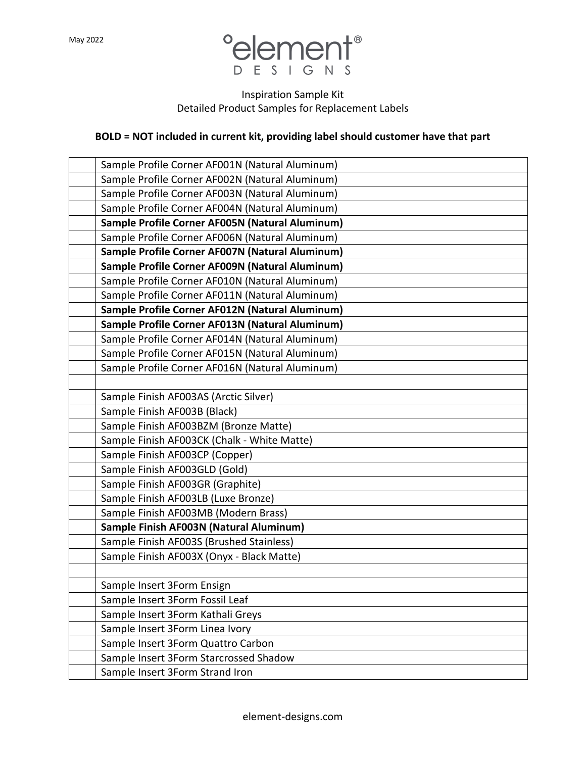May 2022

°element®
DESIGNS

Inspiration Sample Kit
Detailed Product Samples for Replacement Labels

**BOLD = NOT included in current kit, providing label should customer have that part**

| | |
|---|---|
| | Sample Profile Corner AF001N (Natural Aluminum) |
| | Sample Profile Corner AF002N (Natural Aluminum) |
| | Sample Profile Corner AF003N (Natural Aluminum) |
| | Sample Profile Corner AF004N (Natural Aluminum) |
| | **Sample Profile Corner AF005N (Natural Aluminum)** |
| | Sample Profile Corner AF006N (Natural Aluminum) |
| | **Sample Profile Corner AF007N (Natural Aluminum)** |
| | **Sample Profile Corner AF009N (Natural Aluminum)** |
| | Sample Profile Corner AF010N (Natural Aluminum) |
| | Sample Profile Corner AF011N (Natural Aluminum) |
| | **Sample Profile Corner AF012N (Natural Aluminum)** |
| | **Sample Profile Corner AF013N (Natural Aluminum)** |
| | Sample Profile Corner AF014N (Natural Aluminum) |
| | Sample Profile Corner AF015N (Natural Aluminum) |
| | Sample Profile Corner AF016N (Natural Aluminum) |
| | |
| | Sample Finish AF003AS (Arctic Silver) |
| | Sample Finish AF003B (Black) |
| | Sample Finish AF003BZM (Bronze Matte) |
| | Sample Finish AF003CK (Chalk - White Matte) |
| | Sample Finish AF003CP (Copper) |
| | Sample Finish AF003GLD (Gold) |
| | Sample Finish AF003GR (Graphite) |
| | Sample Finish AF003LB (Luxe Bronze) |
| | Sample Finish AF003MB (Modern Brass) |
| | **Sample Finish AF003N (Natural Aluminum)** |
| | Sample Finish AF003S (Brushed Stainless) |
| | Sample Finish AF003X (Onyx - Black Matte) |
| | |
| | Sample Insert 3Form Ensign |
| | Sample Insert 3Form Fossil Leaf |
| | Sample Insert 3Form Kathali Greys |
| | Sample Insert 3Form Linea Ivory |
| | Sample Insert 3Form Quattro Carbon |
| | Sample Insert 3Form Starcrossed Shadow |
| | Sample Insert 3Form Strand Iron |

element-designs.com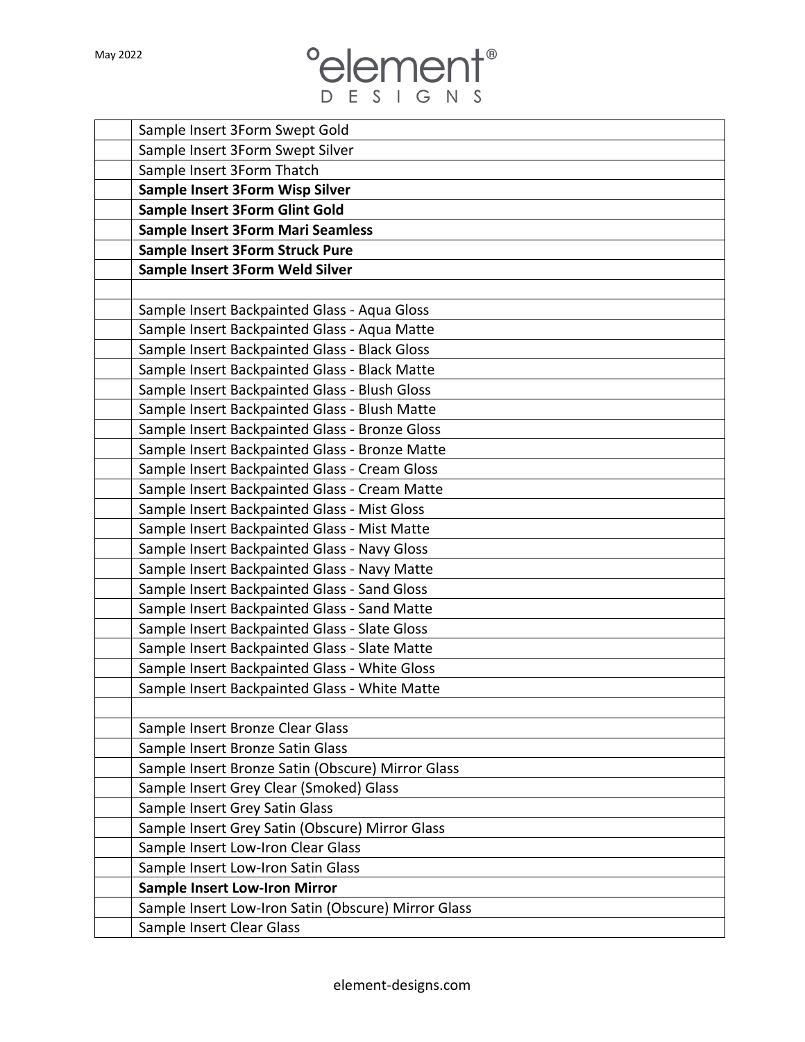| | |
|---|---|
| | Sample Insert 3Form Swept Gold |
| | Sample Insert 3Form Swept Silver |
| | Sample Insert 3Form Thatch |
| | **Sample Insert 3Form Wisp Silver** |
| | **Sample Insert 3Form Glint Gold** |
| | **Sample Insert 3Form Mari Seamless** |
| | **Sample Insert 3Form Struck Pure** |
| | **Sample Insert 3Form Weld Silver** |
| | |
| | Sample Insert Backpainted Glass - Aqua Gloss |
| | Sample Insert Backpainted Glass - Aqua Matte |
| | Sample Insert Backpainted Glass - Black Gloss |
| | Sample Insert Backpainted Glass - Black Matte |
| | Sample Insert Backpainted Glass - Blush Gloss |
| | Sample Insert Backpainted Glass - Blush Matte |
| | Sample Insert Backpainted Glass - Bronze Gloss |
| | Sample Insert Backpainted Glass - Bronze Matte |
| | Sample Insert Backpainted Glass - Cream Gloss |
| | Sample Insert Backpainted Glass - Cream Matte |
| | Sample Insert Backpainted Glass - Mist Gloss |
| | Sample Insert Backpainted Glass - Mist Matte |
| | Sample Insert Backpainted Glass - Navy Gloss |
| | Sample Insert Backpainted Glass - Navy Matte |
| | Sample Insert Backpainted Glass - Sand Gloss |
| | Sample Insert Backpainted Glass - Sand Matte |
| | Sample Insert Backpainted Glass - Slate Gloss |
| | Sample Insert Backpainted Glass - Slate Matte |
| | Sample Insert Backpainted Glass - White Gloss |
| | Sample Insert Backpainted Glass - White Matte |
| | |
| | Sample Insert Bronze Clear Glass |
| | Sample Insert Bronze Satin Glass |
| | Sample Insert Bronze Satin (Obscure) Mirror Glass |
| | Sample Insert Grey Clear (Smoked) Glass |
| | Sample Insert Grey Satin Glass |
| | Sample Insert Grey Satin (Obscure) Mirror Glass |
| | Sample Insert Low-Iron Clear Glass |
| | Sample Insert Low-Iron Satin Glass |
| | **Sample Insert Low-Iron Mirror** |
| | Sample Insert Low-Iron Satin (Obscure) Mirror Glass |
| | Sample Insert Clear Glass |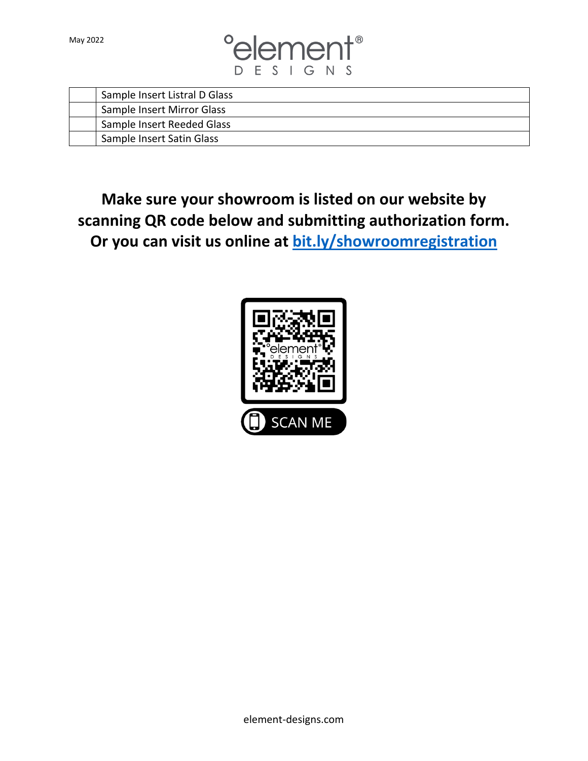| | |
|---|---|
| | Sample Insert Listral D Glass |
| | Sample Insert Mirror Glass |
| | Sample Insert Reeded Glass |
| | Sample Insert Satin Glass |

**Make sure your showroom is listed on our website by scanning QR code below and submitting authorization form. Or you can visit us online at bit.ly/showroomregistration**

SCAN ME

element-designs.com